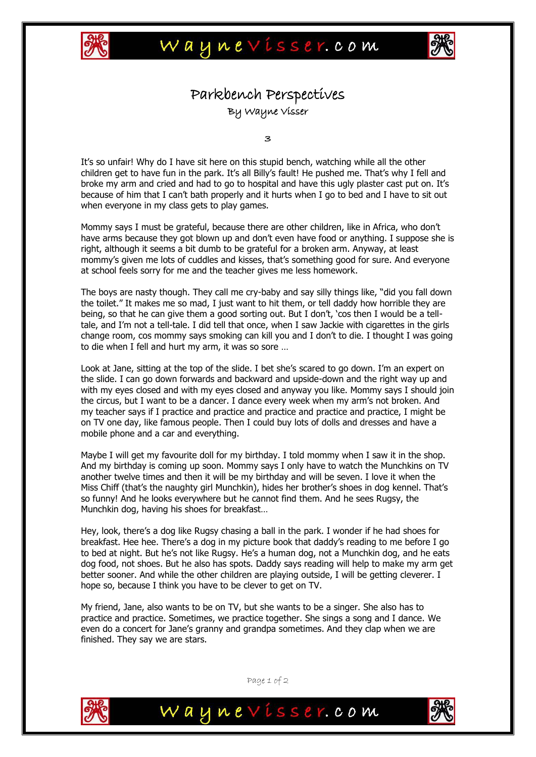# Parkbench Perspectives

By Wayne Visser

3

It's so unfair! Why do I have sit here on this stupid bench, watching while all the other children get to have fun in the park. It's all Billy's fault! He pushed me. That's why I fell and broke my arm and cried and had to go to hospital and have this ugly plaster cast put on. It's because of him that I can't bath properly and it hurts when I go to bed and I have to sit out when everyone in my class gets to play games.

Mommy says I must be grateful, because there are other children, like in Africa, who don't have arms because they got blown up and don't even have food or anything. I suppose she is right, although it seems a bit dumb to be grateful for a broken arm. Anyway, at least mommy's given me lots of cuddles and kisses, that's something good for sure. And everyone at school feels sorry for me and the teacher gives me less homework.

The boys are nasty though. They call me cry-baby and say silly things like, "did you fall down the toilet." It makes me so mad, I just want to hit them, or tell daddy how horrible they are being, so that he can give them a good sorting out. But I don't, 'cos then I would be a tell-tale, and I'm not a tell-tale. I did tell that once, when I saw Jackie with cigarettes in the girls change room, cos mommy says smoking can kill you and I don't to die. I thought I was going to die when I fell and hurt my arm, it was so sore …

Look at Jane, sitting at the top of the slide. I bet she's scared to go down. I'm an expert on the slide. I can go down forwards and backward and upside-down and the right way up and with my eyes closed and with my eyes closed and anyway you like. Mommy says I should join the circus, but I want to be a dancer. I dance every week when my arm's not broken. And my teacher says if I practice and practice and practice and practice, I might be on TV one day, like famous people. Then I could buy lots of dolls and dresses and have a mobile phone and a car and everything.

Maybe I will get my favourite doll for my birthday. I told mommy when I saw it in the shop. And my birthday is coming up soon. Mommy says I only have to watch the Munchkins on TV another twelve times and then it will be my birthday and will be seven. I love it when the Miss Chiff (that's the naughty girl Munchkin), hides her brother's shoes in dog kennel. That's so funny! And he looks everywhere but he cannot find them. And he sees Rugsy, the Munchkin dog, having his shoes for breakfast…

Hey, look, there's a dog like Rugsy chasing a ball in the park. I wonder if he had shoes for breakfast. Hee hee. There's a dog in my picture book that daddy's reading to me before I go to bed at night. But he's not like Rugsy. He's a human dog, not a Munchkin dog, and he eats dog food, not shoes. But he also has spots. Daddy says reading will help to make my arm get better sooner. And while the other children are playing outside, I will be getting cleverer. I hope so, because I think you have to be clever to get on TV.

My friend, Jane, also wants to be on TV, but she wants to be a singer. She also has to practice and practice. Sometimes, we practice together. She sings a song and I dance. We even do a concert for Jane's granny and grandpa sometimes. And they clap when we are finished. They say we are stars.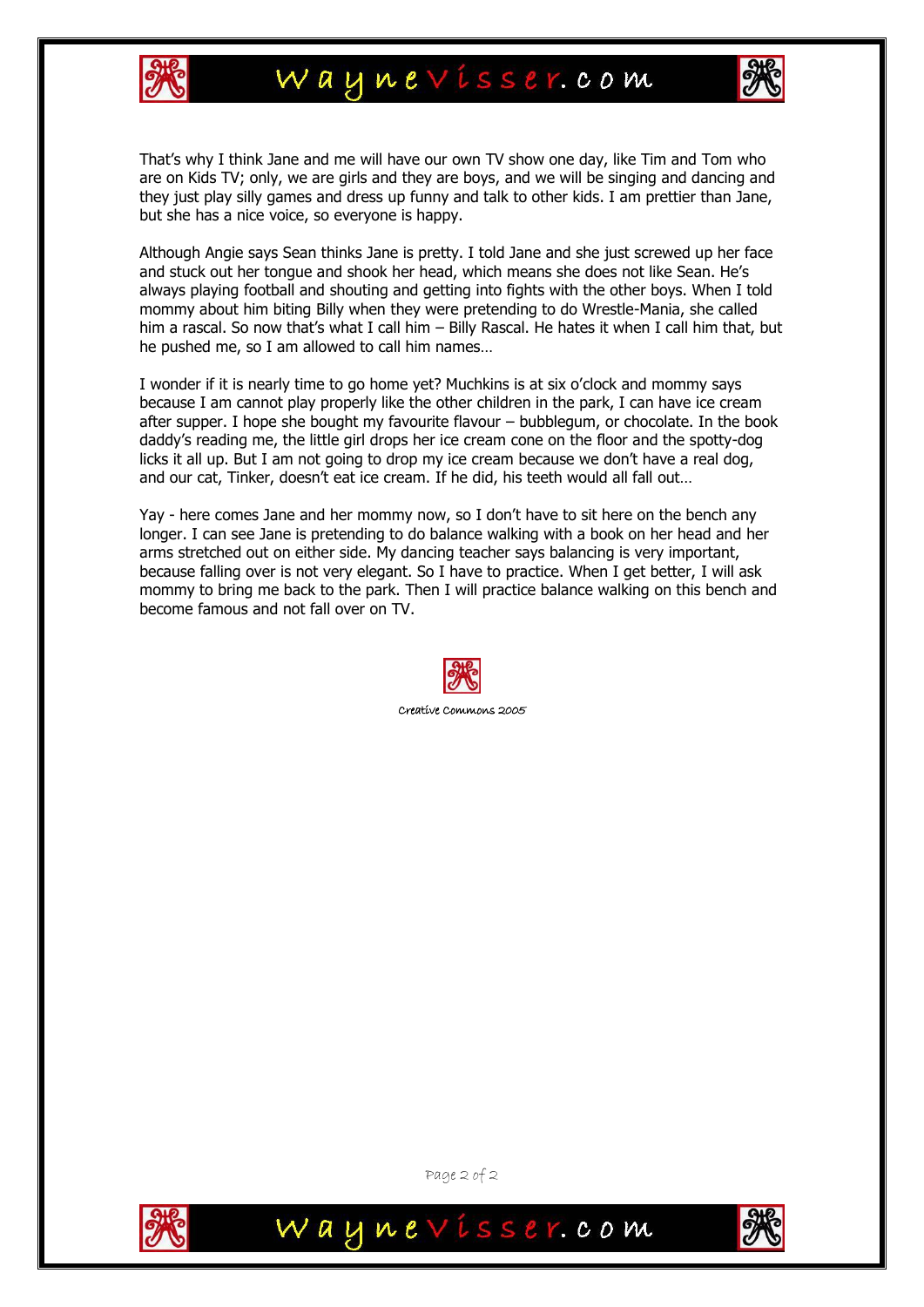That's why I think Jane and me will have our own TV show one day, like Tim and Tom who are on Kids TV; only, we are girls and they are boys, and we will be singing and dancing and they just play silly games and dress up funny and talk to other kids. I am prettier than Jane, but she has a nice voice, so everyone is happy.

Although Angie says Sean thinks Jane is pretty. I told Jane and she just screwed up her face and stuck out her tongue and shook her head, which means she does not like Sean. He's always playing football and shouting and getting into fights with the other boys. When I told mommy about him biting Billy when they were pretending to do Wrestle-Mania, she called him a rascal. So now that's what I call him – Billy Rascal. He hates it when I call him that, but he pushed me, so I am allowed to call him names…

I wonder if it is nearly time to go home yet? Muchkins is at six o'clock and mommy says because I am cannot play properly like the other children in the park, I can have ice cream after supper. I hope she bought my favourite flavour – bubblegum, or chocolate. In the book daddy's reading me, the little girl drops her ice cream cone on the floor and the spotty-dog licks it all up. But I am not going to drop my ice cream because we don't have a real dog, and our cat, Tinker, doesn't eat ice cream. If he did, his teeth would all fall out…

Yay - here comes Jane and her mommy now, so I don't have to sit here on the bench any longer. I can see Jane is pretending to do balance walking with a book on her head and her arms stretched out on either side. My dancing teacher says balancing is very important, because falling over is not very elegant. So I have to practice. When I get better, I will ask mommy to bring me back to the park. Then I will practice balance walking on this bench and become famous and not fall over on TV.

Creative Commons 2005